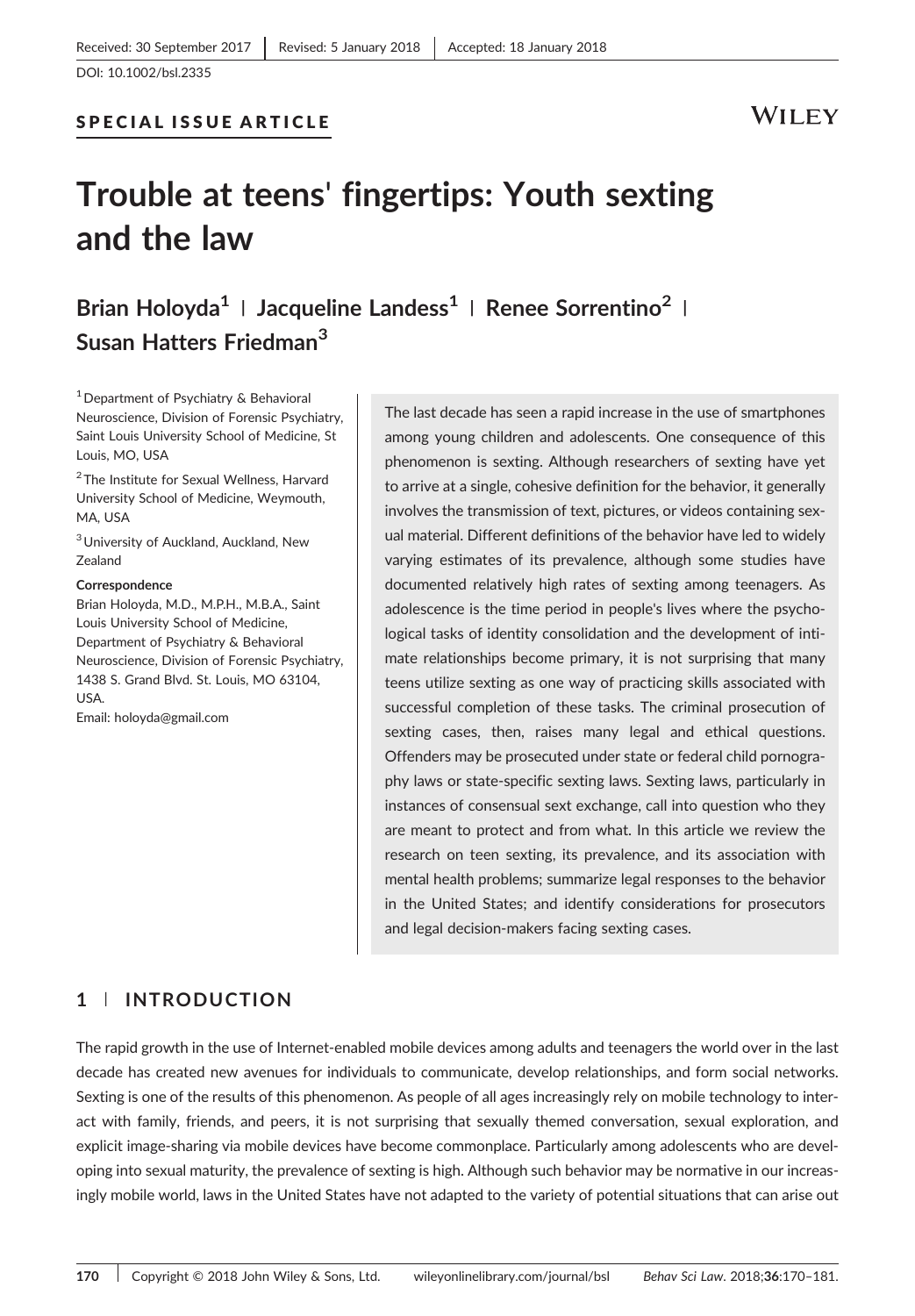Received: 30 September 2017 | Revised: 5 January 2018 | Accepted: 18 January 2018

DOI: 10.1002/bsl.2335

SPECIAL ISSUE ARTICLE

# Trouble at teens' fingertips: Youth sexting and the law

**Brian Holoyda[1] | Jacqueline Landess[1] | Renee Sorrentino[2] | Susan Hatters Friedman[3]**

[1] Department of Psychiatry & Behavioral Neuroscience, Division of Forensic Psychiatry, Saint Louis University School of Medicine, St Louis, MO, USA

[2] The Institute for Sexual Wellness, Harvard University School of Medicine, Weymouth, MA, USA

[3] University of Auckland, Auckland, New Zealand

**Correspondence**
Brian Holoyda, M.D., M.P.H., M.B.A., Saint Louis University School of Medicine, Department of Psychiatry & Behavioral Neuroscience, Division of Forensic Psychiatry, 1438 S. Grand Blvd. St. Louis, MO 63104, USA.
Email: holoyda@gmail.com

The last decade has seen a rapid increase in the use of smartphones among young children and adolescents. One consequence of this phenomenon is sexting. Although researchers of sexting have yet to arrive at a single, cohesive definition for the behavior, it generally involves the transmission of text, pictures, or videos containing sexual material. Different definitions of the behavior have led to widely varying estimates of its prevalence, although some studies have documented relatively high rates of sexting among teenagers. As adolescence is the time period in people's lives where the psychological tasks of identity consolidation and the development of intimate relationships become primary, it is not surprising that many teens utilize sexting as one way of practicing skills associated with successful completion of these tasks. The criminal prosecution of sexting cases, then, raises many legal and ethical questions. Offenders may be prosecuted under state or federal child pornography laws or state-specific sexting laws. Sexting laws, particularly in instances of consensual sext exchange, call into question who they are meant to protect and from what. In this article we review the research on teen sexting, its prevalence, and its association with mental health problems; summarize legal responses to the behavior in the United States; and identify considerations for prosecutors and legal decision-makers facing sexting cases.

## 1 | INTRODUCTION

The rapid growth in the use of Internet-enabled mobile devices among adults and teenagers the world over in the last decade has created new avenues for individuals to communicate, develop relationships, and form social networks. Sexting is one of the results of this phenomenon. As people of all ages increasingly rely on mobile technology to interact with family, friends, and peers, it is not surprising that sexually themed conversation, sexual exploration, and explicit image-sharing via mobile devices have become commonplace. Particularly among adolescents who are developing into sexual maturity, the prevalence of sexting is high. Although such behavior may be normative in our increasingly mobile world, laws in the United States have not adapted to the variety of potential situations that can arise out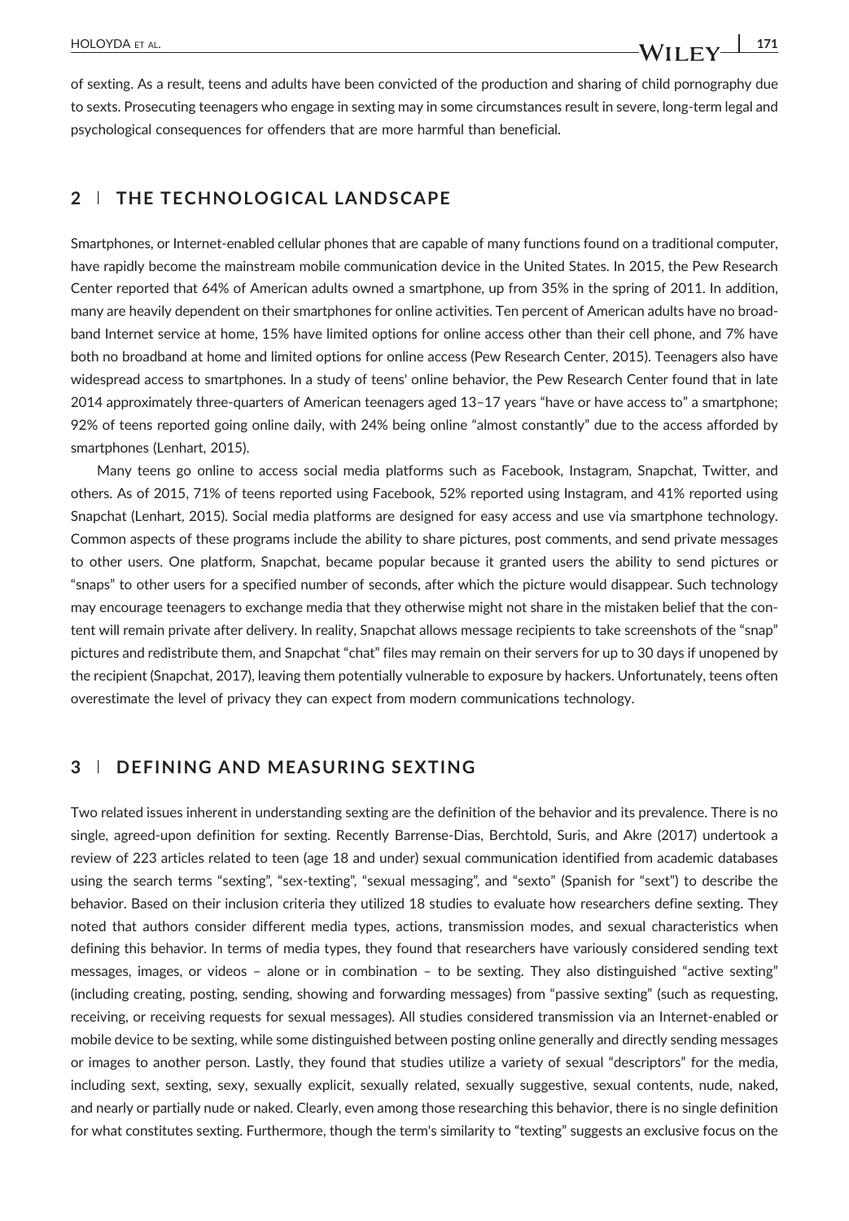of sexting. As a result, teens and adults have been convicted of the production and sharing of child pornography due to sexts. Prosecuting teenagers who engage in sexting may in some circumstances result in severe, long-term legal and psychological consequences for offenders that are more harmful than beneficial.

## 2 | THE TECHNOLOGICAL LANDSCAPE

Smartphones, or Internet-enabled cellular phones that are capable of many functions found on a traditional computer, have rapidly become the mainstream mobile communication device in the United States. In 2015, the Pew Research Center reported that 64% of American adults owned a smartphone, up from 35% in the spring of 2011. In addition, many are heavily dependent on their smartphones for online activities. Ten percent of American adults have no broadband Internet service at home, 15% have limited options for online access other than their cell phone, and 7% have both no broadband at home and limited options for online access (Pew Research Center, 2015). Teenagers also have widespread access to smartphones. In a study of teens' online behavior, the Pew Research Center found that in late 2014 approximately three-quarters of American teenagers aged 13–17 years "have or have access to" a smartphone; 92% of teens reported going online daily, with 24% being online "almost constantly" due to the access afforded by smartphones (Lenhart, 2015).

Many teens go online to access social media platforms such as Facebook, Instagram, Snapchat, Twitter, and others. As of 2015, 71% of teens reported using Facebook, 52% reported using Instagram, and 41% reported using Snapchat (Lenhart, 2015). Social media platforms are designed for easy access and use via smartphone technology. Common aspects of these programs include the ability to share pictures, post comments, and send private messages to other users. One platform, Snapchat, became popular because it granted users the ability to send pictures or "snaps" to other users for a specified number of seconds, after which the picture would disappear. Such technology may encourage teenagers to exchange media that they otherwise might not share in the mistaken belief that the content will remain private after delivery. In reality, Snapchat allows message recipients to take screenshots of the "snap" pictures and redistribute them, and Snapchat "chat" files may remain on their servers for up to 30 days if unopened by the recipient (Snapchat, 2017), leaving them potentially vulnerable to exposure by hackers. Unfortunately, teens often overestimate the level of privacy they can expect from modern communications technology.

## 3 | DEFINING AND MEASURING SEXTING

Two related issues inherent in understanding sexting are the definition of the behavior and its prevalence. There is no single, agreed-upon definition for sexting. Recently Barrense-Dias, Berchtold, Suris, and Akre (2017) undertook a review of 223 articles related to teen (age 18 and under) sexual communication identified from academic databases using the search terms "sexting", "sex-texting", "sexual messaging", and "sexto" (Spanish for "sext") to describe the behavior. Based on their inclusion criteria they utilized 18 studies to evaluate how researchers define sexting. They noted that authors consider different media types, actions, transmission modes, and sexual characteristics when defining this behavior. In terms of media types, they found that researchers have variously considered sending text messages, images, or videos – alone or in combination – to be sexting. They also distinguished "active sexting" (including creating, posting, sending, showing and forwarding messages) from "passive sexting" (such as requesting, receiving, or receiving requests for sexual messages). All studies considered transmission via an Internet-enabled or mobile device to be sexting, while some distinguished between posting online generally and directly sending messages or images to another person. Lastly, they found that studies utilize a variety of sexual "descriptors" for the media, including sext, sexting, sexy, sexually explicit, sexually related, sexually suggestive, sexual contents, nude, naked, and nearly or partially nude or naked. Clearly, even among those researching this behavior, there is no single definition for what constitutes sexting. Furthermore, though the term's similarity to "texting" suggests an exclusive focus on the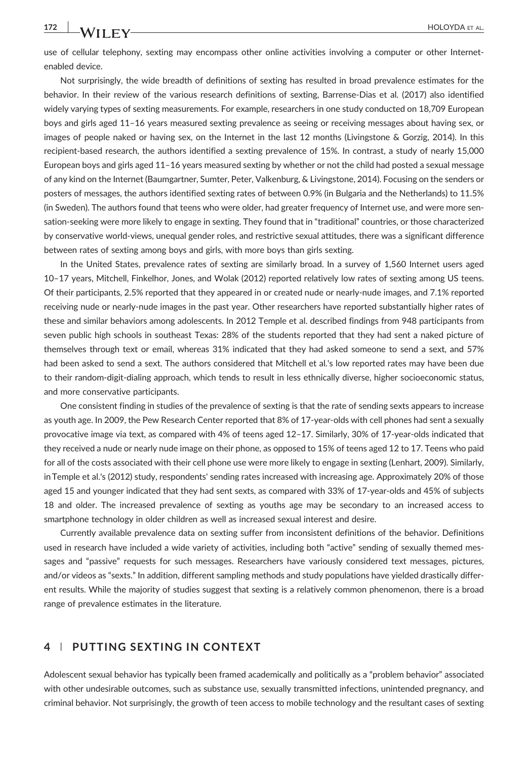use of cellular telephony, sexting may encompass other online activities involving a computer or other Internet-enabled device.

Not surprisingly, the wide breadth of definitions of sexting has resulted in broad prevalence estimates for the behavior. In their review of the various research definitions of sexting, Barrense-Dias et al. (2017) also identified widely varying types of sexting measurements. For example, researchers in one study conducted on 18,709 European boys and girls aged 11–16 years measured sexting prevalence as seeing or receiving messages about having sex, or images of people naked or having sex, on the Internet in the last 12 months (Livingstone & Gorzig, 2014). In this recipient-based research, the authors identified a sexting prevalence of 15%. In contrast, a study of nearly 15,000 European boys and girls aged 11–16 years measured sexting by whether or not the child had posted a sexual message of any kind on the Internet (Baumgartner, Sumter, Peter, Valkenburg, & Livingstone, 2014). Focusing on the senders or posters of messages, the authors identified sexting rates of between 0.9% (in Bulgaria and the Netherlands) to 11.5% (in Sweden). The authors found that teens who were older, had greater frequency of Internet use, and were more sensation-seeking were more likely to engage in sexting. They found that in "traditional" countries, or those characterized by conservative world-views, unequal gender roles, and restrictive sexual attitudes, there was a significant difference between rates of sexting among boys and girls, with more boys than girls sexting.

In the United States, prevalence rates of sexting are similarly broad. In a survey of 1,560 Internet users aged 10–17 years, Mitchell, Finkelhor, Jones, and Wolak (2012) reported relatively low rates of sexting among US teens. Of their participants, 2.5% reported that they appeared in or created nude or nearly-nude images, and 7.1% reported receiving nude or nearly-nude images in the past year. Other researchers have reported substantially higher rates of these and similar behaviors among adolescents. In 2012 Temple et al. described findings from 948 participants from seven public high schools in southeast Texas: 28% of the students reported that they had sent a naked picture of themselves through text or email, whereas 31% indicated that they had asked someone to send a sext, and 57% had been asked to send a sext. The authors considered that Mitchell et al.'s low reported rates may have been due to their random-digit-dialing approach, which tends to result in less ethnically diverse, higher socioeconomic status, and more conservative participants.

One consistent finding in studies of the prevalence of sexting is that the rate of sending sexts appears to increase as youth age. In 2009, the Pew Research Center reported that 8% of 17-year-olds with cell phones had sent a sexually provocative image via text, as compared with 4% of teens aged 12–17. Similarly, 30% of 17-year-olds indicated that they received a nude or nearly nude image on their phone, as opposed to 15% of teens aged 12 to 17. Teens who paid for all of the costs associated with their cell phone use were more likely to engage in sexting (Lenhart, 2009). Similarly, in Temple et al.'s (2012) study, respondents' sending rates increased with increasing age. Approximately 20% of those aged 15 and younger indicated that they had sent sexts, as compared with 33% of 17-year-olds and 45% of subjects 18 and older. The increased prevalence of sexting as youths age may be secondary to an increased access to smartphone technology in older children as well as increased sexual interest and desire.

Currently available prevalence data on sexting suffer from inconsistent definitions of the behavior. Definitions used in research have included a wide variety of activities, including both "active" sending of sexually themed messages and "passive" requests for such messages. Researchers have variously considered text messages, pictures, and/or videos as "sexts." In addition, different sampling methods and study populations have yielded drastically different results. While the majority of studies suggest that sexting is a relatively common phenomenon, there is a broad range of prevalence estimates in the literature.

## 4 | PUTTING SEXTING IN CONTEXT

Adolescent sexual behavior has typically been framed academically and politically as a "problem behavior" associated with other undesirable outcomes, such as substance use, sexually transmitted infections, unintended pregnancy, and criminal behavior. Not surprisingly, the growth of teen access to mobile technology and the resultant cases of sexting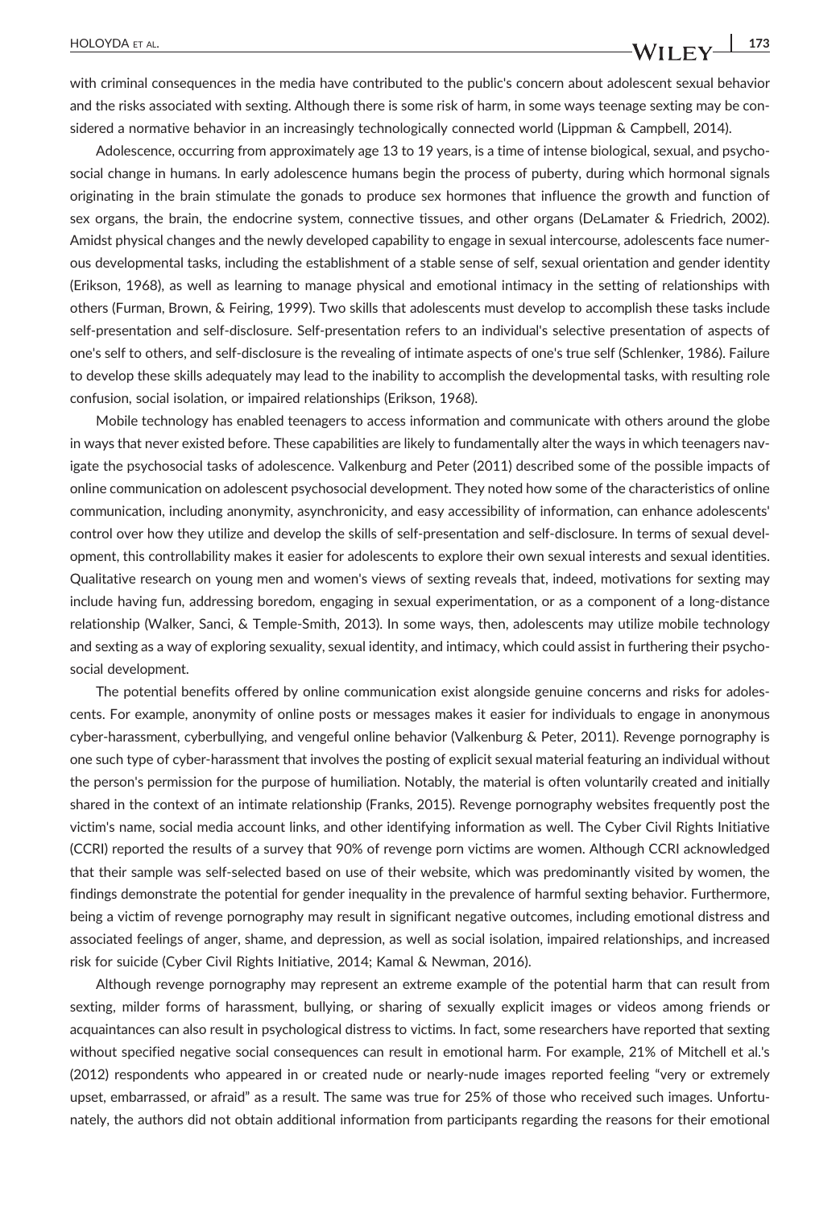with criminal consequences in the media have contributed to the public's concern about adolescent sexual behavior and the risks associated with sexting. Although there is some risk of harm, in some ways teenage sexting may be considered a normative behavior in an increasingly technologically connected world (Lippman & Campbell, 2014).

Adolescence, occurring from approximately age 13 to 19 years, is a time of intense biological, sexual, and psychosocial change in humans. In early adolescence humans begin the process of puberty, during which hormonal signals originating in the brain stimulate the gonads to produce sex hormones that influence the growth and function of sex organs, the brain, the endocrine system, connective tissues, and other organs (DeLamater & Friedrich, 2002). Amidst physical changes and the newly developed capability to engage in sexual intercourse, adolescents face numerous developmental tasks, including the establishment of a stable sense of self, sexual orientation and gender identity (Erikson, 1968), as well as learning to manage physical and emotional intimacy in the setting of relationships with others (Furman, Brown, & Feiring, 1999). Two skills that adolescents must develop to accomplish these tasks include self-presentation and self-disclosure. Self-presentation refers to an individual's selective presentation of aspects of one's self to others, and self-disclosure is the revealing of intimate aspects of one's true self (Schlenker, 1986). Failure to develop these skills adequately may lead to the inability to accomplish the developmental tasks, with resulting role confusion, social isolation, or impaired relationships (Erikson, 1968).

Mobile technology has enabled teenagers to access information and communicate with others around the globe in ways that never existed before. These capabilities are likely to fundamentally alter the ways in which teenagers navigate the psychosocial tasks of adolescence. Valkenburg and Peter (2011) described some of the possible impacts of online communication on adolescent psychosocial development. They noted how some of the characteristics of online communication, including anonymity, asynchronicity, and easy accessibility of information, can enhance adolescents' control over how they utilize and develop the skills of self-presentation and self-disclosure. In terms of sexual development, this controllability makes it easier for adolescents to explore their own sexual interests and sexual identities. Qualitative research on young men and women's views of sexting reveals that, indeed, motivations for sexting may include having fun, addressing boredom, engaging in sexual experimentation, or as a component of a long-distance relationship (Walker, Sanci, & Temple-Smith, 2013). In some ways, then, adolescents may utilize mobile technology and sexting as a way of exploring sexuality, sexual identity, and intimacy, which could assist in furthering their psychosocial development.

The potential benefits offered by online communication exist alongside genuine concerns and risks for adolescents. For example, anonymity of online posts or messages makes it easier for individuals to engage in anonymous cyber-harassment, cyberbullying, and vengeful online behavior (Valkenburg & Peter, 2011). Revenge pornography is one such type of cyber-harassment that involves the posting of explicit sexual material featuring an individual without the person's permission for the purpose of humiliation. Notably, the material is often voluntarily created and initially shared in the context of an intimate relationship (Franks, 2015). Revenge pornography websites frequently post the victim's name, social media account links, and other identifying information as well. The Cyber Civil Rights Initiative (CCRI) reported the results of a survey that 90% of revenge porn victims are women. Although CCRI acknowledged that their sample was self-selected based on use of their website, which was predominantly visited by women, the findings demonstrate the potential for gender inequality in the prevalence of harmful sexting behavior. Furthermore, being a victim of revenge pornography may result in significant negative outcomes, including emotional distress and associated feelings of anger, shame, and depression, as well as social isolation, impaired relationships, and increased risk for suicide (Cyber Civil Rights Initiative, 2014; Kamal & Newman, 2016).

Although revenge pornography may represent an extreme example of the potential harm that can result from sexting, milder forms of harassment, bullying, or sharing of sexually explicit images or videos among friends or acquaintances can also result in psychological distress to victims. In fact, some researchers have reported that sexting without specified negative social consequences can result in emotional harm. For example, 21% of Mitchell et al.'s (2012) respondents who appeared in or created nude or nearly-nude images reported feeling "very or extremely upset, embarrassed, or afraid" as a result. The same was true for 25% of those who received such images. Unfortunately, the authors did not obtain additional information from participants regarding the reasons for their emotional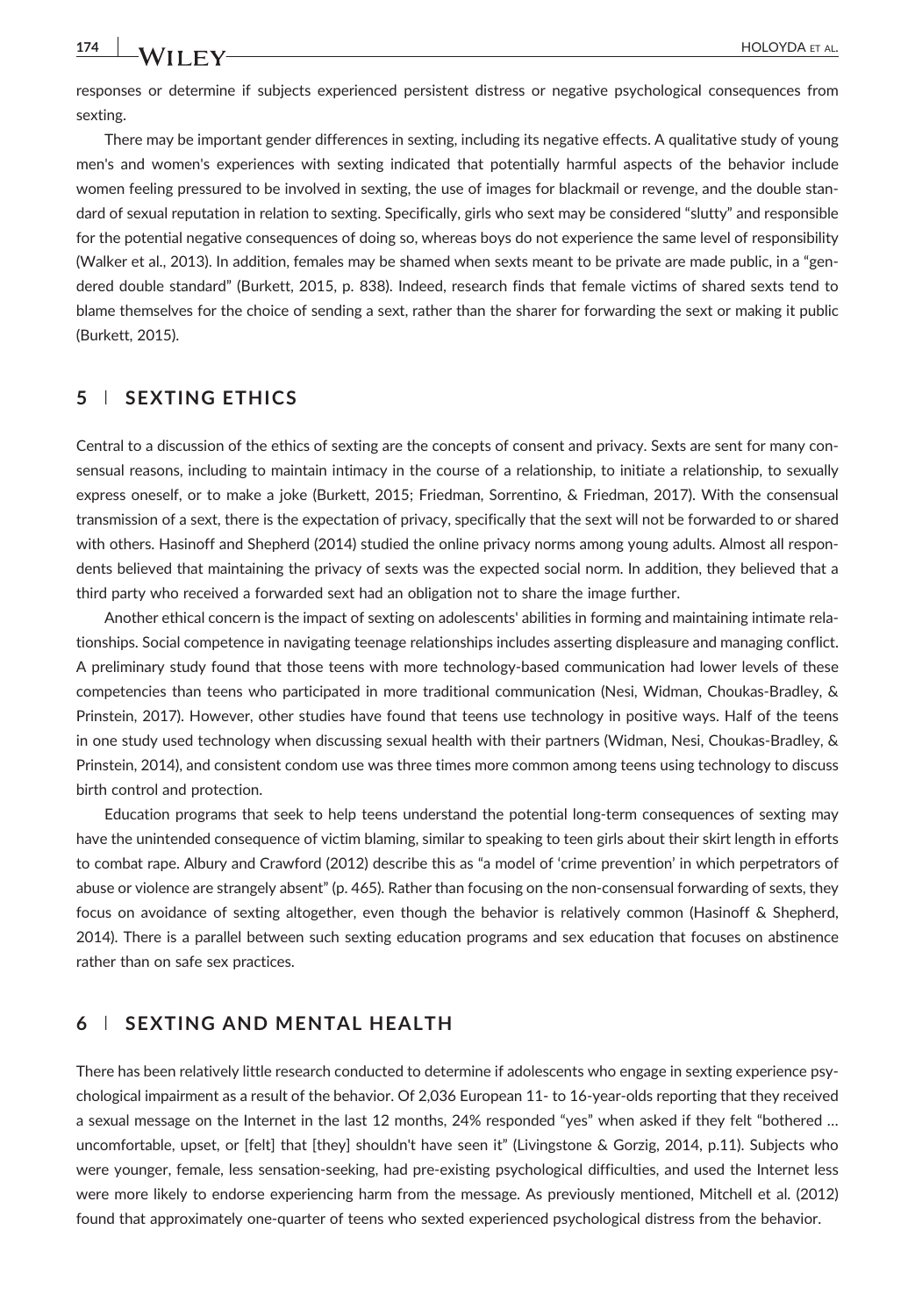responses or determine if subjects experienced persistent distress or negative psychological consequences from sexting.

There may be important gender differences in sexting, including its negative effects. A qualitative study of young men's and women's experiences with sexting indicated that potentially harmful aspects of the behavior include women feeling pressured to be involved in sexting, the use of images for blackmail or revenge, and the double standard of sexual reputation in relation to sexting. Specifically, girls who sext may be considered "slutty" and responsible for the potential negative consequences of doing so, whereas boys do not experience the same level of responsibility (Walker et al., 2013). In addition, females may be shamed when sexts meant to be private are made public, in a "gendered double standard" (Burkett, 2015, p. 838). Indeed, research finds that female victims of shared sexts tend to blame themselves for the choice of sending a sext, rather than the sharer for forwarding the sext or making it public (Burkett, 2015).

## 5 | SEXTING ETHICS

Central to a discussion of the ethics of sexting are the concepts of consent and privacy. Sexts are sent for many consensual reasons, including to maintain intimacy in the course of a relationship, to initiate a relationship, to sexually express oneself, or to make a joke (Burkett, 2015; Friedman, Sorrentino, & Friedman, 2017). With the consensual transmission of a sext, there is the expectation of privacy, specifically that the sext will not be forwarded to or shared with others. Hasinoff and Shepherd (2014) studied the online privacy norms among young adults. Almost all respondents believed that maintaining the privacy of sexts was the expected social norm. In addition, they believed that a third party who received a forwarded sext had an obligation not to share the image further.

Another ethical concern is the impact of sexting on adolescents' abilities in forming and maintaining intimate relationships. Social competence in navigating teenage relationships includes asserting displeasure and managing conflict. A preliminary study found that those teens with more technology-based communication had lower levels of these competencies than teens who participated in more traditional communication (Nesi, Widman, Choukas-Bradley, & Prinstein, 2017). However, other studies have found that teens use technology in positive ways. Half of the teens in one study used technology when discussing sexual health with their partners (Widman, Nesi, Choukas-Bradley, & Prinstein, 2014), and consistent condom use was three times more common among teens using technology to discuss birth control and protection.

Education programs that seek to help teens understand the potential long-term consequences of sexting may have the unintended consequence of victim blaming, similar to speaking to teen girls about their skirt length in efforts to combat rape. Albury and Crawford (2012) describe this as "a model of 'crime prevention' in which perpetrators of abuse or violence are strangely absent" (p. 465). Rather than focusing on the non-consensual forwarding of sexts, they focus on avoidance of sexting altogether, even though the behavior is relatively common (Hasinoff & Shepherd, 2014). There is a parallel between such sexting education programs and sex education that focuses on abstinence rather than on safe sex practices.

## 6 | SEXTING AND MENTAL HEALTH

There has been relatively little research conducted to determine if adolescents who engage in sexting experience psychological impairment as a result of the behavior. Of 2,036 European 11- to 16-year-olds reporting that they received a sexual message on the Internet in the last 12 months, 24% responded "yes" when asked if they felt "bothered … uncomfortable, upset, or [felt] that [they] shouldn't have seen it" (Livingstone & Gorzig, 2014, p.11). Subjects who were younger, female, less sensation-seeking, had pre-existing psychological difficulties, and used the Internet less were more likely to endorse experiencing harm from the message. As previously mentioned, Mitchell et al. (2012) found that approximately one-quarter of teens who sexted experienced psychological distress from the behavior.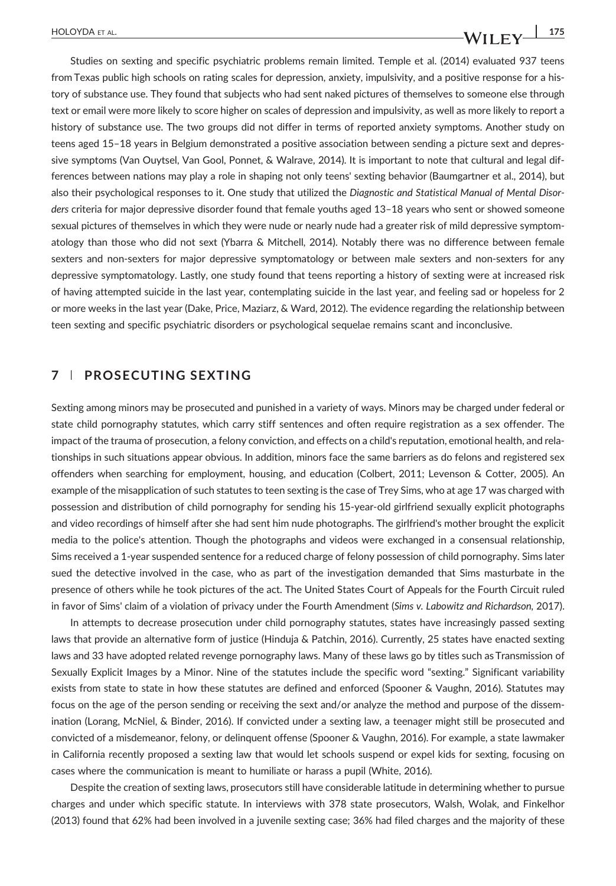Studies on sexting and specific psychiatric problems remain limited. Temple et al. (2014) evaluated 937 teens from Texas public high schools on rating scales for depression, anxiety, impulsivity, and a positive response for a history of substance use. They found that subjects who had sent naked pictures of themselves to someone else through text or email were more likely to score higher on scales of depression and impulsivity, as well as more likely to report a history of substance use. The two groups did not differ in terms of reported anxiety symptoms. Another study on teens aged 15–18 years in Belgium demonstrated a positive association between sending a picture sext and depressive symptoms (Van Ouytsel, Van Gool, Ponnet, & Walrave, 2014). It is important to note that cultural and legal differences between nations may play a role in shaping not only teens' sexting behavior (Baumgartner et al., 2014), but also their psychological responses to it. One study that utilized the *Diagnostic and Statistical Manual of Mental Disorders* criteria for major depressive disorder found that female youths aged 13–18 years who sent or showed someone sexual pictures of themselves in which they were nude or nearly nude had a greater risk of mild depressive symptomatology than those who did not sext (Ybarra & Mitchell, 2014). Notably there was no difference between female sexters and non-sexters for major depressive symptomatology or between male sexters and non-sexters for any depressive symptomatology. Lastly, one study found that teens reporting a history of sexting were at increased risk of having attempted suicide in the last year, contemplating suicide in the last year, and feeling sad or hopeless for 2 or more weeks in the last year (Dake, Price, Maziarz, & Ward, 2012). The evidence regarding the relationship between teen sexting and specific psychiatric disorders or psychological sequelae remains scant and inconclusive.

## 7 | PROSECUTING SEXTING

Sexting among minors may be prosecuted and punished in a variety of ways. Minors may be charged under federal or state child pornography statutes, which carry stiff sentences and often require registration as a sex offender. The impact of the trauma of prosecution, a felony conviction, and effects on a child's reputation, emotional health, and relationships in such situations appear obvious. In addition, minors face the same barriers as do felons and registered sex offenders when searching for employment, housing, and education (Colbert, 2011; Levenson & Cotter, 2005). An example of the misapplication of such statutes to teen sexting is the case of Trey Sims, who at age 17 was charged with possession and distribution of child pornography for sending his 15-year-old girlfriend sexually explicit photographs and video recordings of himself after she had sent him nude photographs. The girlfriend's mother brought the explicit media to the police's attention. Though the photographs and videos were exchanged in a consensual relationship, Sims received a 1-year suspended sentence for a reduced charge of felony possession of child pornography. Sims later sued the detective involved in the case, who as part of the investigation demanded that Sims masturbate in the presence of others while he took pictures of the act. The United States Court of Appeals for the Fourth Circuit ruled in favor of Sims' claim of a violation of privacy under the Fourth Amendment (*Sims v. Labowitz and Richardson*, 2017).

In attempts to decrease prosecution under child pornography statutes, states have increasingly passed sexting laws that provide an alternative form of justice (Hinduja & Patchin, 2016). Currently, 25 states have enacted sexting laws and 33 have adopted related revenge pornography laws. Many of these laws go by titles such as Transmission of Sexually Explicit Images by a Minor. Nine of the statutes include the specific word "sexting." Significant variability exists from state to state in how these statutes are defined and enforced (Spooner & Vaughn, 2016). Statutes may focus on the age of the person sending or receiving the sext and/or analyze the method and purpose of the dissemination (Lorang, McNiel, & Binder, 2016). If convicted under a sexting law, a teenager might still be prosecuted and convicted of a misdemeanor, felony, or delinquent offense (Spooner & Vaughn, 2016). For example, a state lawmaker in California recently proposed a sexting law that would let schools suspend or expel kids for sexting, focusing on cases where the communication is meant to humiliate or harass a pupil (White, 2016).

Despite the creation of sexting laws, prosecutors still have considerable latitude in determining whether to pursue charges and under which specific statute. In interviews with 378 state prosecutors, Walsh, Wolak, and Finkelhor (2013) found that 62% had been involved in a juvenile sexting case; 36% had filed charges and the majority of these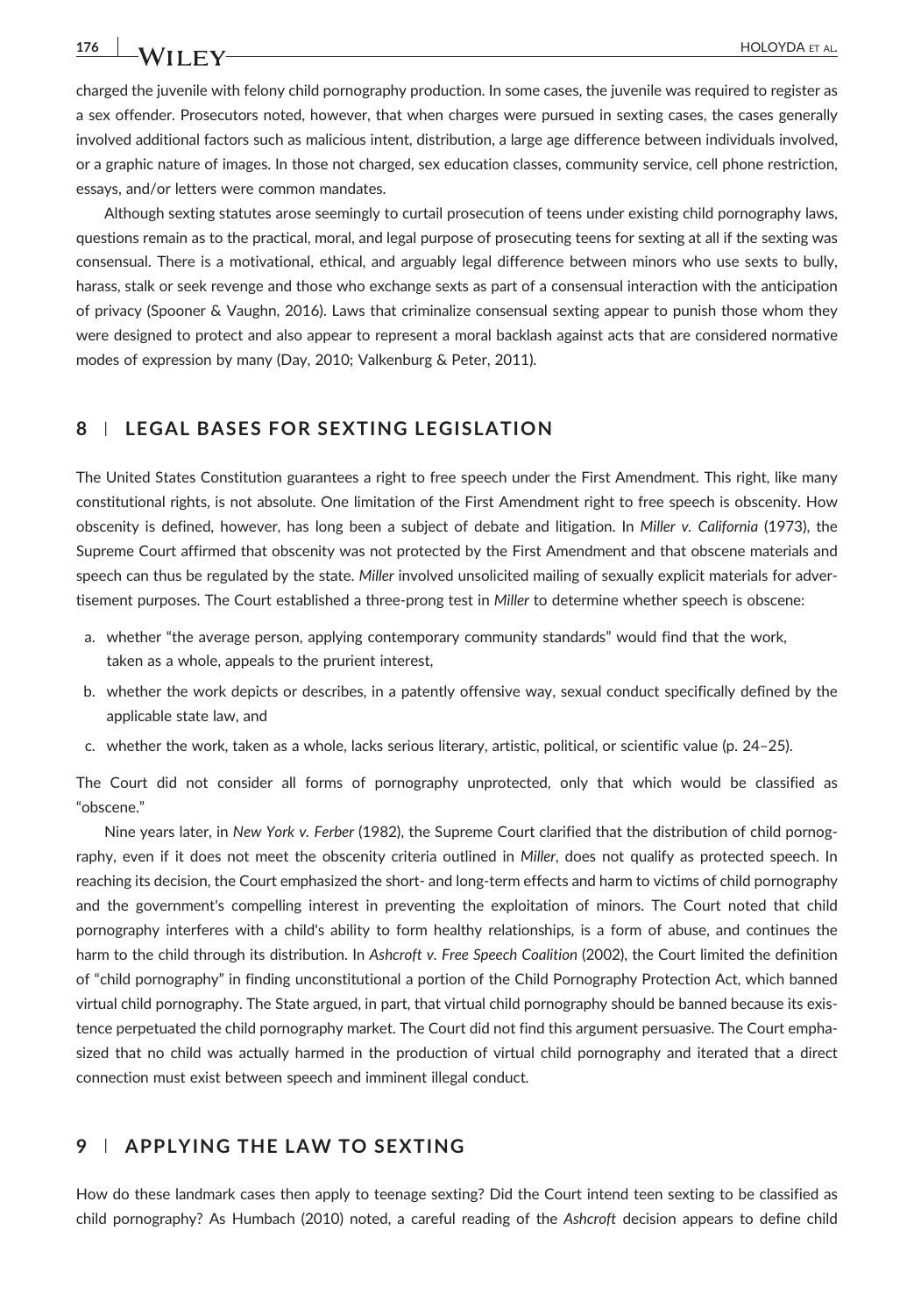charged the juvenile with felony child pornography production. In some cases, the juvenile was required to register as a sex offender. Prosecutors noted, however, that when charges were pursued in sexting cases, the cases generally involved additional factors such as malicious intent, distribution, a large age difference between individuals involved, or a graphic nature of images. In those not charged, sex education classes, community service, cell phone restriction, essays, and/or letters were common mandates.

Although sexting statutes arose seemingly to curtail prosecution of teens under existing child pornography laws, questions remain as to the practical, moral, and legal purpose of prosecuting teens for sexting at all if the sexting was consensual. There is a motivational, ethical, and arguably legal difference between minors who use sexts to bully, harass, stalk or seek revenge and those who exchange sexts as part of a consensual interaction with the anticipation of privacy (Spooner & Vaughn, 2016). Laws that criminalize consensual sexting appear to punish those whom they were designed to protect and also appear to represent a moral backlash against acts that are considered normative modes of expression by many (Day, 2010; Valkenburg & Peter, 2011).

## 8 | LEGAL BASES FOR SEXTING LEGISLATION

The United States Constitution guarantees a right to free speech under the First Amendment. This right, like many constitutional rights, is not absolute. One limitation of the First Amendment right to free speech is obscenity. How obscenity is defined, however, has long been a subject of debate and litigation. In *Miller v. California* (1973), the Supreme Court affirmed that obscenity was not protected by the First Amendment and that obscene materials and speech can thus be regulated by the state. *Miller* involved unsolicited mailing of sexually explicit materials for advertisement purposes. The Court established a three-prong test in *Miller* to determine whether speech is obscene:

a. whether "the average person, applying contemporary community standards" would find that the work, taken as a whole, appeals to the prurient interest,
b. whether the work depicts or describes, in a patently offensive way, sexual conduct specifically defined by the applicable state law, and
c. whether the work, taken as a whole, lacks serious literary, artistic, political, or scientific value (p. 24–25).

The Court did not consider all forms of pornography unprotected, only that which would be classified as "obscene."

Nine years later, in *New York v. Ferber* (1982), the Supreme Court clarified that the distribution of child pornography, even if it does not meet the obscenity criteria outlined in *Miller*, does not qualify as protected speech. In reaching its decision, the Court emphasized the short- and long-term effects and harm to victims of child pornography and the government's compelling interest in preventing the exploitation of minors. The Court noted that child pornography interferes with a child's ability to form healthy relationships, is a form of abuse, and continues the harm to the child through its distribution. In *Ashcroft v. Free Speech Coalition* (2002), the Court limited the definition of "child pornography" in finding unconstitutional a portion of the Child Pornography Protection Act, which banned virtual child pornography. The State argued, in part, that virtual child pornography should be banned because its existence perpetuated the child pornography market. The Court did not find this argument persuasive. The Court emphasized that no child was actually harmed in the production of virtual child pornography and iterated that a direct connection must exist between speech and imminent illegal conduct.

## 9 | APPLYING THE LAW TO SEXTING

How do these landmark cases then apply to teenage sexting? Did the Court intend teen sexting to be classified as child pornography? As Humbach (2010) noted, a careful reading of the *Ashcroft* decision appears to define child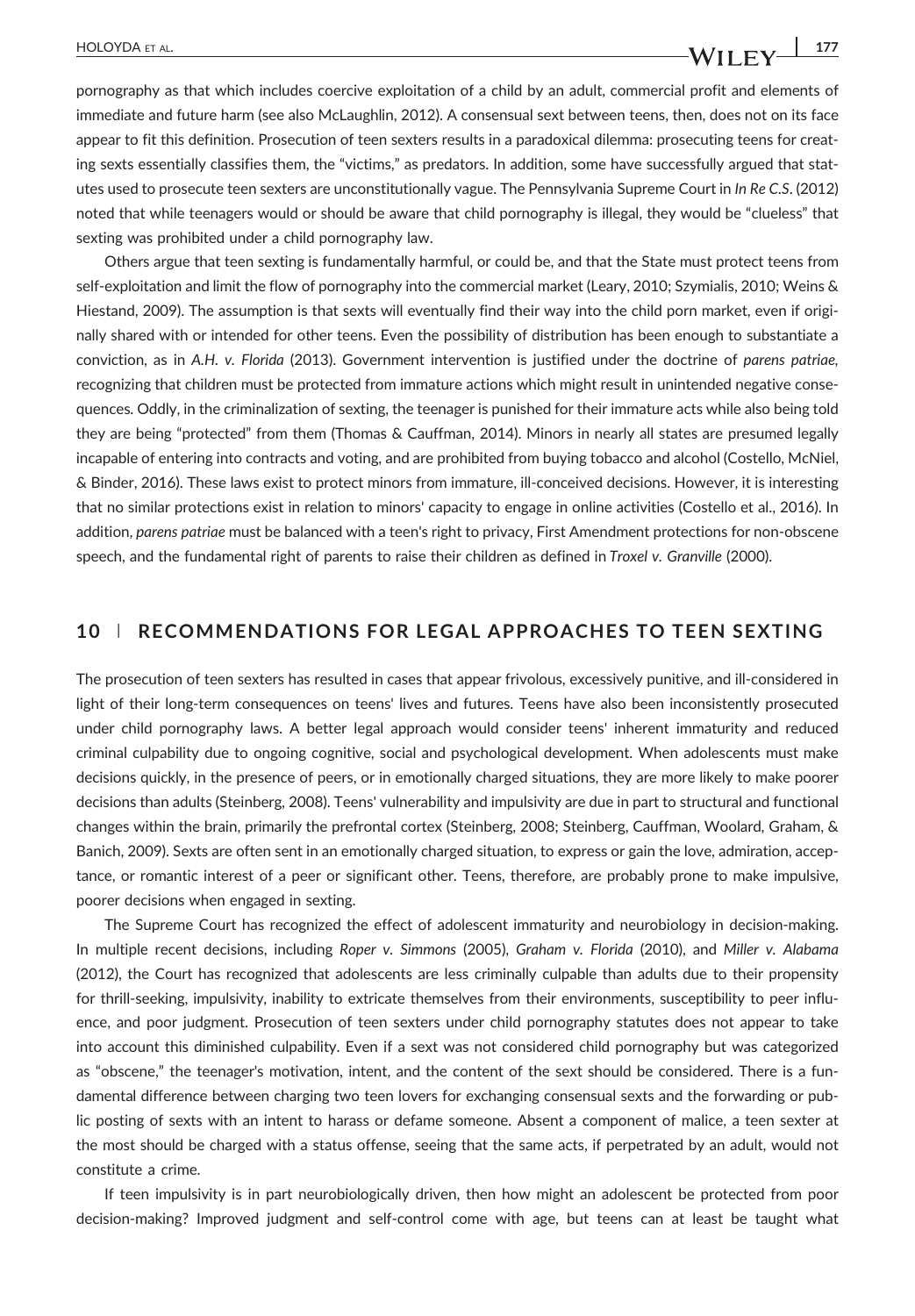pornography as that which includes coercive exploitation of a child by an adult, commercial profit and elements of immediate and future harm (see also McLaughlin, 2012). A consensual sext between teens, then, does not on its face appear to fit this definition. Prosecution of teen sexters results in a paradoxical dilemma: prosecuting teens for creating sexts essentially classifies them, the "victims," as predators. In addition, some have successfully argued that statutes used to prosecute teen sexters are unconstitutionally vague. The Pennsylvania Supreme Court in *In Re C.S*. (2012) noted that while teenagers would or should be aware that child pornography is illegal, they would be "clueless" that sexting was prohibited under a child pornography law.

Others argue that teen sexting is fundamentally harmful, or could be, and that the State must protect teens from self-exploitation and limit the flow of pornography into the commercial market (Leary, 2010; Szymialis, 2010; Weins & Hiestand, 2009). The assumption is that sexts will eventually find their way into the child porn market, even if originally shared with or intended for other teens. Even the possibility of distribution has been enough to substantiate a conviction, as in *A.H. v. Florida* (2013). Government intervention is justified under the doctrine of *parens patriae*, recognizing that children must be protected from immature actions which might result in unintended negative consequences. Oddly, in the criminalization of sexting, the teenager is punished for their immature acts while also being told they are being "protected" from them (Thomas & Cauffman, 2014). Minors in nearly all states are presumed legally incapable of entering into contracts and voting, and are prohibited from buying tobacco and alcohol (Costello, McNiel, & Binder, 2016). These laws exist to protect minors from immature, ill-conceived decisions. However, it is interesting that no similar protections exist in relation to minors' capacity to engage in online activities (Costello et al., 2016). In addition, *parens patriae* must be balanced with a teen's right to privacy, First Amendment protections for non-obscene speech, and the fundamental right of parents to raise their children as defined in *Troxel v. Granville* (2000).

## 10 | RECOMMENDATIONS FOR LEGAL APPROACHES TO TEEN SEXTING

The prosecution of teen sexters has resulted in cases that appear frivolous, excessively punitive, and ill-considered in light of their long-term consequences on teens' lives and futures. Teens have also been inconsistently prosecuted under child pornography laws. A better legal approach would consider teens' inherent immaturity and reduced criminal culpability due to ongoing cognitive, social and psychological development. When adolescents must make decisions quickly, in the presence of peers, or in emotionally charged situations, they are more likely to make poorer decisions than adults (Steinberg, 2008). Teens' vulnerability and impulsivity are due in part to structural and functional changes within the brain, primarily the prefrontal cortex (Steinberg, 2008; Steinberg, Cauffman, Woolard, Graham, & Banich, 2009). Sexts are often sent in an emotionally charged situation, to express or gain the love, admiration, acceptance, or romantic interest of a peer or significant other. Teens, therefore, are probably prone to make impulsive, poorer decisions when engaged in sexting.

The Supreme Court has recognized the effect of adolescent immaturity and neurobiology in decision-making. In multiple recent decisions, including *Roper v. Simmons* (2005), *Graham v. Florida* (2010), and *Miller v. Alabama* (2012), the Court has recognized that adolescents are less criminally culpable than adults due to their propensity for thrill-seeking, impulsivity, inability to extricate themselves from their environments, susceptibility to peer influence, and poor judgment. Prosecution of teen sexters under child pornography statutes does not appear to take into account this diminished culpability. Even if a sext was not considered child pornography but was categorized as "obscene," the teenager's motivation, intent, and the content of the sext should be considered. There is a fundamental difference between charging two teen lovers for exchanging consensual sexts and the forwarding or public posting of sexts with an intent to harass or defame someone. Absent a component of malice, a teen sexter at the most should be charged with a status offense, seeing that the same acts, if perpetrated by an adult, would not constitute a crime.

If teen impulsivity is in part neurobiologically driven, then how might an adolescent be protected from poor decision-making? Improved judgment and self-control come with age, but teens can at least be taught what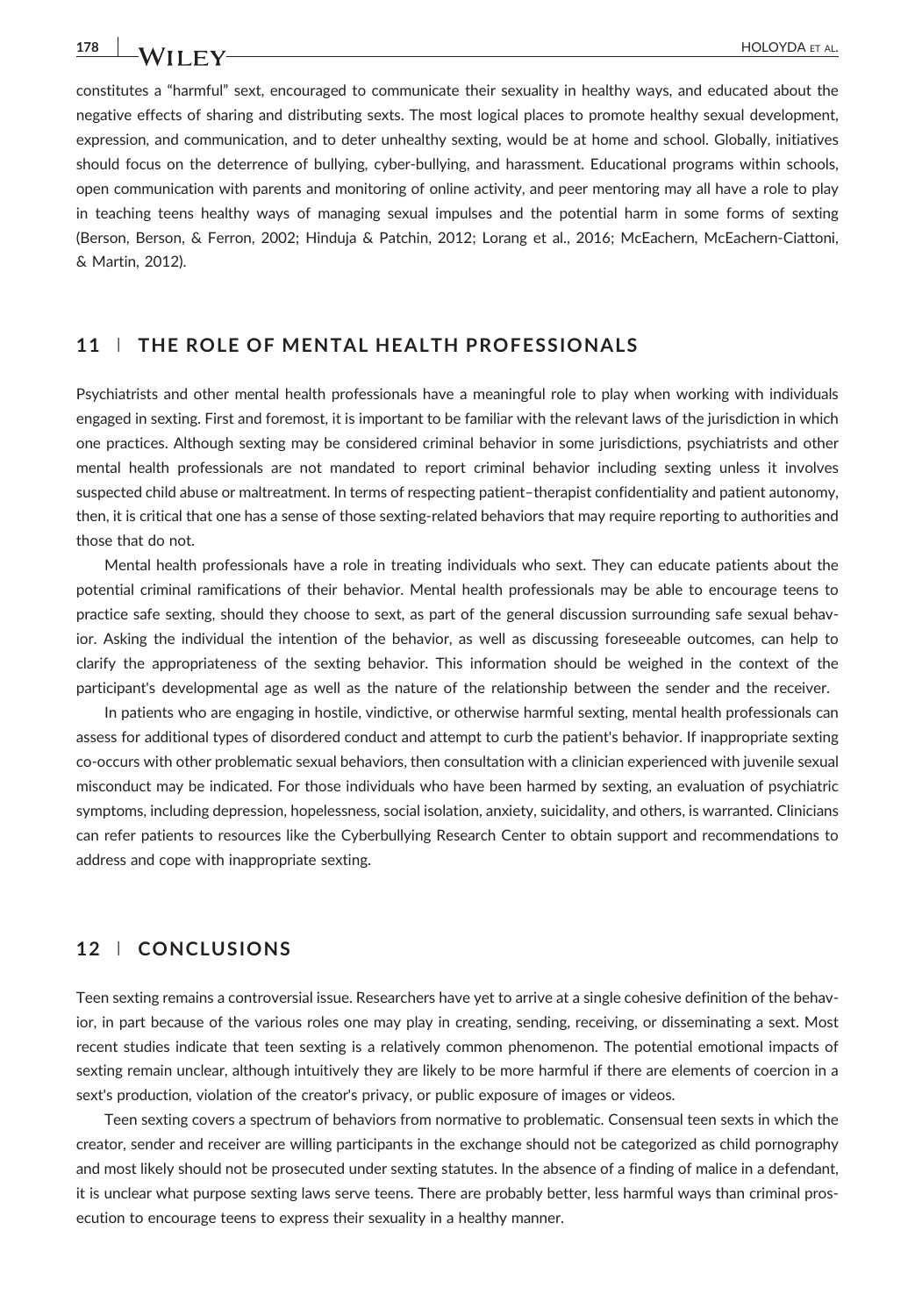constitutes a "harmful" sext, encouraged to communicate their sexuality in healthy ways, and educated about the negative effects of sharing and distributing sexts. The most logical places to promote healthy sexual development, expression, and communication, and to deter unhealthy sexting, would be at home and school. Globally, initiatives should focus on the deterrence of bullying, cyber-bullying, and harassment. Educational programs within schools, open communication with parents and monitoring of online activity, and peer mentoring may all have a role to play in teaching teens healthy ways of managing sexual impulses and the potential harm in some forms of sexting (Berson, Berson, & Ferron, 2002; Hinduja & Patchin, 2012; Lorang et al., 2016; McEachern, McEachern-Ciattoni, & Martin, 2012).

## 11 | THE ROLE OF MENTAL HEALTH PROFESSIONALS

Psychiatrists and other mental health professionals have a meaningful role to play when working with individuals engaged in sexting. First and foremost, it is important to be familiar with the relevant laws of the jurisdiction in which one practices. Although sexting may be considered criminal behavior in some jurisdictions, psychiatrists and other mental health professionals are not mandated to report criminal behavior including sexting unless it involves suspected child abuse or maltreatment. In terms of respecting patient–therapist confidentiality and patient autonomy, then, it is critical that one has a sense of those sexting-related behaviors that may require reporting to authorities and those that do not.

Mental health professionals have a role in treating individuals who sext. They can educate patients about the potential criminal ramifications of their behavior. Mental health professionals may be able to encourage teens to practice safe sexting, should they choose to sext, as part of the general discussion surrounding safe sexual behavior. Asking the individual the intention of the behavior, as well as discussing foreseeable outcomes, can help to clarify the appropriateness of the sexting behavior. This information should be weighed in the context of the participant's developmental age as well as the nature of the relationship between the sender and the receiver.

In patients who are engaging in hostile, vindictive, or otherwise harmful sexting, mental health professionals can assess for additional types of disordered conduct and attempt to curb the patient's behavior. If inappropriate sexting co-occurs with other problematic sexual behaviors, then consultation with a clinician experienced with juvenile sexual misconduct may be indicated. For those individuals who have been harmed by sexting, an evaluation of psychiatric symptoms, including depression, hopelessness, social isolation, anxiety, suicidality, and others, is warranted. Clinicians can refer patients to resources like the Cyberbullying Research Center to obtain support and recommendations to address and cope with inappropriate sexting.

## 12 | CONCLUSIONS

Teen sexting remains a controversial issue. Researchers have yet to arrive at a single cohesive definition of the behavior, in part because of the various roles one may play in creating, sending, receiving, or disseminating a sext. Most recent studies indicate that teen sexting is a relatively common phenomenon. The potential emotional impacts of sexting remain unclear, although intuitively they are likely to be more harmful if there are elements of coercion in a sext's production, violation of the creator's privacy, or public exposure of images or videos.

Teen sexting covers a spectrum of behaviors from normative to problematic. Consensual teen sexts in which the creator, sender and receiver are willing participants in the exchange should not be categorized as child pornography and most likely should not be prosecuted under sexting statutes. In the absence of a finding of malice in a defendant, it is unclear what purpose sexting laws serve teens. There are probably better, less harmful ways than criminal prosecution to encourage teens to express their sexuality in a healthy manner.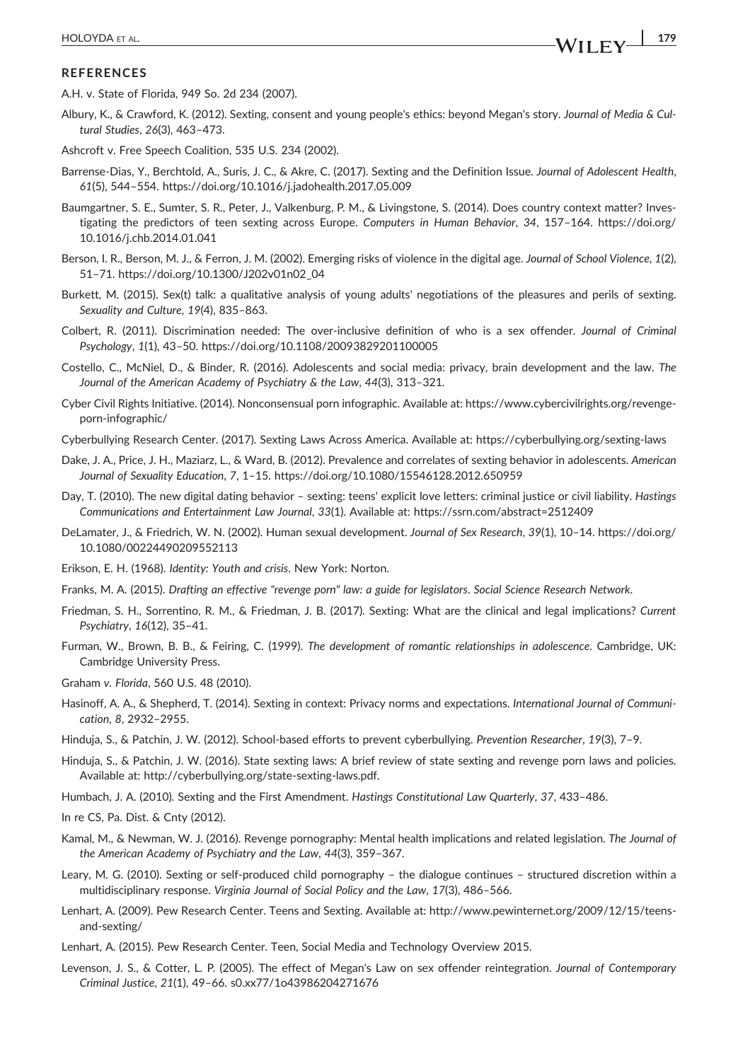## REFERENCES

A.H. v. State of Florida, 949 So. 2d 234 (2007).

Albury, K., & Crawford, K. (2012). Sexting, consent and young people's ethics: beyond Megan's story. *Journal of Media & Cultural Studies*, *26*(3), 463–473.

Ashcroft v. Free Speech Coalition, 535 U.S. 234 (2002).

Barrense-Dias, Y., Berchtold, A., Suris, J. C., & Akre, C. (2017). Sexting and the Definition Issue. *Journal of Adolescent Health*, *61*(5), 544–554. https://doi.org/10.1016/j.jadohealth.2017.05.009

Baumgartner, S. E., Sumter, S. R., Peter, J., Valkenburg, P. M., & Livingstone, S. (2014). Does country context matter? Investigating the predictors of teen sexting across Europe. *Computers in Human Behavior*, *34*, 157–164. https://doi.org/10.1016/j.chb.2014.01.041

Berson, I. R., Berson, M. J., & Ferron, J. M. (2002). Emerging risks of violence in the digital age. *Journal of School Violence*, *1*(2), 51–71. https://doi.org/10.1300/J202v01n02_04

Burkett, M. (2015). Sex(t) talk: a qualitative analysis of young adults' negotiations of the pleasures and perils of sexting. *Sexuality and Culture*, *19*(4), 835–863.

Colbert, R. (2011). Discrimination needed: The over-inclusive definition of who is a sex offender. *Journal of Criminal Psychology*, *1*(1), 43–50. https://doi.org/10.1108/20093829201100005

Costello, C., McNiel, D., & Binder, R. (2016). Adolescents and social media: privacy, brain development and the law. *The Journal of the American Academy of Psychiatry & the Law*, *44*(3), 313–321.

Cyber Civil Rights Initiative. (2014). Nonconsensual porn infographic. Available at: https://www.cybercivilrights.org/revenge-porn-infographic/

Cyberbullying Research Center. (2017). Sexting Laws Across America. Available at: https://cyberbullying.org/sexting-laws

Dake, J. A., Price, J. H., Maziarz, L., & Ward, B. (2012). Prevalence and correlates of sexting behavior in adolescents. *American Journal of Sexuality Education*, *7*, 1–15. https://doi.org/10.1080/15546128.2012.650959

Day, T. (2010). The new digital dating behavior – sexting: teens' explicit love letters: criminal justice or civil liability. *Hastings Communications and Entertainment Law Journal*, *33*(1). Available at: https://ssrn.com/abstract=2512409

DeLamater, J., & Friedrich, W. N. (2002). Human sexual development. *Journal of Sex Research*, *39*(1), 10–14. https://doi.org/10.1080/00224490209552113

Erikson, E. H. (1968). *Identity: Youth and crisis*. New York: Norton.

Franks, M. A. (2015). *Drafting an effective "revenge porn" law: a guide for legislators*. *Social Science Research Network*.

Friedman, S. H., Sorrentino, R. M., & Friedman, J. B. (2017). Sexting: What are the clinical and legal implications? *Current Psychiatry*, *16*(12), 35–41.

Furman, W., Brown, B. B., & Feiring, C. (1999). *The development of romantic relationships in adolescence*. Cambridge, UK: Cambridge University Press.

Graham *v. Florida*, 560 U.S. 48 (2010).

Hasinoff, A. A., & Shepherd, T. (2014). Sexting in context: Privacy norms and expectations. *International Journal of Communication*, *8*, 2932–2955.

Hinduja, S., & Patchin, J. W. (2012). School-based efforts to prevent cyberbullying. *Prevention Researcher*, *19*(3), 7–9.

Hinduja, S., & Patchin, J. W. (2016). State sexting laws: A brief review of state sexting and revenge porn laws and policies. Available at: http://cyberbullying.org/state-sexting-laws.pdf.

Humbach, J. A. (2010). Sexting and the First Amendment. *Hastings Constitutional Law Quarterly*, *37*, 433–486.

In re CS, Pa. Dist. & Cnty (2012).

Kamal, M., & Newman, W. J. (2016). Revenge pornography: Mental health implications and related legislation. *The Journal of the American Academy of Psychiatry and the Law*, *44*(3), 359–367.

Leary, M. G. (2010). Sexting or self-produced child pornography – the dialogue continues – structured discretion within a multidisciplinary response. *Virginia Journal of Social Policy and the Law*, *17*(3), 486–566.

Lenhart, A. (2009). Pew Research Center. Teens and Sexting. Available at: http://www.pewinternet.org/2009/12/15/teens-and-sexting/

Lenhart, A. (2015). Pew Research Center. Teen, Social Media and Technology Overview 2015.

Levenson, J. S., & Cotter, L. P. (2005). The effect of Megan's Law on sex offender reintegration. *Journal of Contemporary Criminal Justice*, *21*(1), 49–66. s0.xx77/1o43986204271676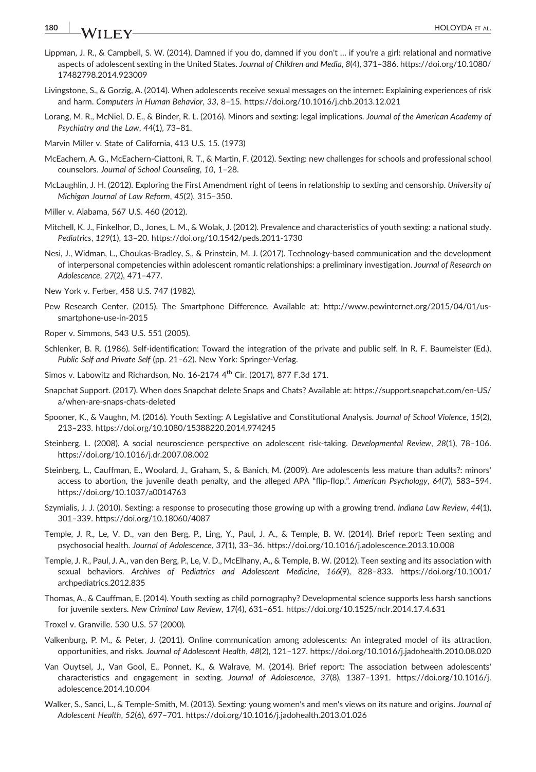Lippman, J. R., & Campbell, S. W. (2014). Damned if you do, damned if you don't … if you're a girl: relational and normative aspects of adolescent sexting in the United States. *Journal of Children and Media*, *8*(4), 371–386. https://doi.org/10.1080/17482798.2014.923009

Livingstone, S., & Gorzig, A. (2014). When adolescents receive sexual messages on the internet: Explaining experiences of risk and harm. *Computers in Human Behavior*, *33*, 8–15. https://doi.org/10.1016/j.chb.2013.12.021

Lorang, M. R., McNiel, D. E., & Binder, R. L. (2016). Minors and sexting: legal implications. *Journal of the American Academy of Psychiatry and the Law*, *44*(1), 73–81.

Marvin Miller v. State of California, 413 U.S. 15. (1973)

McEachern, A. G., McEachern-Ciattoni, R. T., & Martin, F. (2012). Sexting: new challenges for schools and professional school counselors. *Journal of School Counseling*, *10*, 1–28.

McLaughlin, J. H. (2012). Exploring the First Amendment right of teens in relationship to sexting and censorship. *University of Michigan Journal of Law Reform*, *45*(2), 315–350.

Miller v. Alabama, 567 U.S. 460 (2012).

Mitchell, K. J., Finkelhor, D., Jones, L. M., & Wolak, J. (2012). Prevalence and characteristics of youth sexting: a national study. *Pediatrics*, *129*(1), 13–20. https://doi.org/10.1542/peds.2011-1730

Nesi, J., Widman, L., Choukas-Bradley, S., & Prinstein, M. J. (2017). Technology-based communication and the development of interpersonal competencies within adolescent romantic relationships: a preliminary investigation. *Journal of Research on Adolescence*, *27*(2), 471–477.

New York v. Ferber, 458 U.S. 747 (1982).

Pew Research Center. (2015). The Smartphone Difference. Available at: http://www.pewinternet.org/2015/04/01/us-smartphone-use-in-2015

Roper v. Simmons, 543 U.S. 551 (2005).

Schlenker, B. R. (1986). Self-identification: Toward the integration of the private and public self. In R. F. Baumeister (Ed.), *Public Self and Private Self* (pp. 21–62). New York: Springer-Verlag.

Simos v. Labowitz and Richardson, No. 16-2174 4th Cir. (2017), 877 F.3d 171.

Snapchat Support. (2017). When does Snapchat delete Snaps and Chats? Available at: https://support.snapchat.com/en-US/a/when-are-snaps-chats-deleted

Spooner, K., & Vaughn, M. (2016). Youth Sexting: A Legislative and Constitutional Analysis. *Journal of School Violence*, *15*(2), 213–233. https://doi.org/10.1080/15388220.2014.974245

Steinberg, L. (2008). A social neuroscience perspective on adolescent risk-taking. *Developmental Review*, *28*(1), 78–106. https://doi.org/10.1016/j.dr.2007.08.002

Steinberg, L., Cauffman, E., Woolard, J., Graham, S., & Banich, M. (2009). Are adolescents less mature than adults?: minors' access to abortion, the juvenile death penalty, and the alleged APA "flip-flop.". *American Psychology*, *64*(7), 583–594. https://doi.org/10.1037/a0014763

Szymialis, J. J. (2010). Sexting: a response to prosecuting those growing up with a growing trend. *Indiana Law Review*, *44*(1), 301–339. https://doi.org/10.18060/4087

Temple, J. R., Le, V. D., van den Berg, P., Ling, Y., Paul, J. A., & Temple, B. W. (2014). Brief report: Teen sexting and psychosocial health. *Journal of Adolescence*, *37*(1), 33–36. https://doi.org/10.1016/j.adolescence.2013.10.008

Temple, J. R., Paul, J. A., van den Berg, P., Le, V. D., McElhany, A., & Temple, B. W. (2012). Teen sexting and its association with sexual behaviors. *Archives of Pediatrics and Adolescent Medicine*, *166*(9), 828–833. https://doi.org/10.1001/archpediatrics.2012.835

Thomas, A., & Cauffman, E. (2014). Youth sexting as child pornography? Developmental science supports less harsh sanctions for juvenile sexters. *New Criminal Law Review*, *17*(4), 631–651. https://doi.org/10.1525/nclr.2014.17.4.631

Troxel v. Granville. 530 U.S. 57 (2000).

Valkenburg, P. M., & Peter, J. (2011). Online communication among adolescents: An integrated model of its attraction, opportunities, and risks. *Journal of Adolescent Health*, *48*(2), 121–127. https://doi.org/10.1016/j.jadohealth.2010.08.020

Van Ouytsel, J., Van Gool, E., Ponnet, K., & Walrave, M. (2014). Brief report: The association between adolescents' characteristics and engagement in sexting. *Journal of Adolescence*, *37*(8), 1387–1391. https://doi.org/10.1016/j.adolescence.2014.10.004

Walker, S., Sanci, L., & Temple-Smith, M. (2013). Sexting: young women's and men's views on its nature and origins. *Journal of Adolescent Health*, *52*(6), 697–701. https://doi.org/10.1016/j.jadohealth.2013.01.026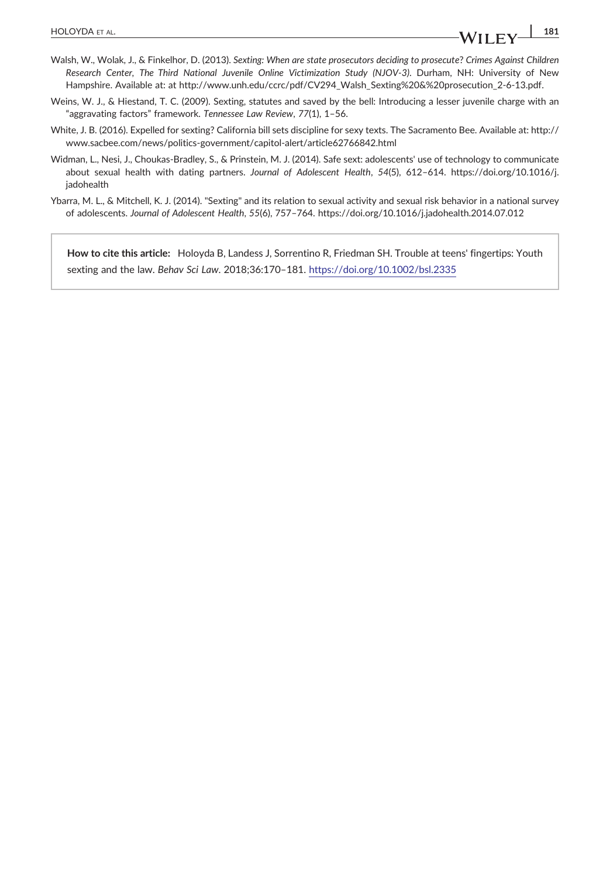Walsh, W., Wolak, J., & Finkelhor, D. (2013). *Sexting: When are state prosecutors deciding to prosecute? Crimes Against Children Research Center, The Third National Juvenile Online Victimization Study (NJOV-3)*. Durham, NH: University of New Hampshire. Available at: at http://www.unh.edu/ccrc/pdf/CV294_Walsh_Sexting%20&%20prosecution_2-6-13.pdf.

Weins, W. J., & Hiestand, T. C. (2009). Sexting, statutes and saved by the bell: Introducing a lesser juvenile charge with an "aggravating factors" framework. *Tennessee Law Review*, *77*(1), 1–56.

White, J. B. (2016). Expelled for sexting? California bill sets discipline for sexy texts. The Sacramento Bee. Available at: http://www.sacbee.com/news/politics-government/capitol-alert/article62766842.html

Widman, L., Nesi, J., Choukas-Bradley, S., & Prinstein, M. J. (2014). Safe sext: adolescents' use of technology to communicate about sexual health with dating partners. *Journal of Adolescent Health*, *54*(5), 612–614. https://doi.org/10.1016/j.jadohealth

Ybarra, M. L., & Mitchell, K. J. (2014). "Sexting" and its relation to sexual activity and sexual risk behavior in a national survey of adolescents. *Journal of Adolescent Health*, *55*(6), 757–764. https://doi.org/10.1016/j.jadohealth.2014.07.012

**How to cite this article:** Holoyda B, Landess J, Sorrentino R, Friedman SH. Trouble at teens' fingertips: Youth sexting and the law. *Behav Sci Law*. 2018;36:170–181. https://doi.org/10.1002/bsl.2335